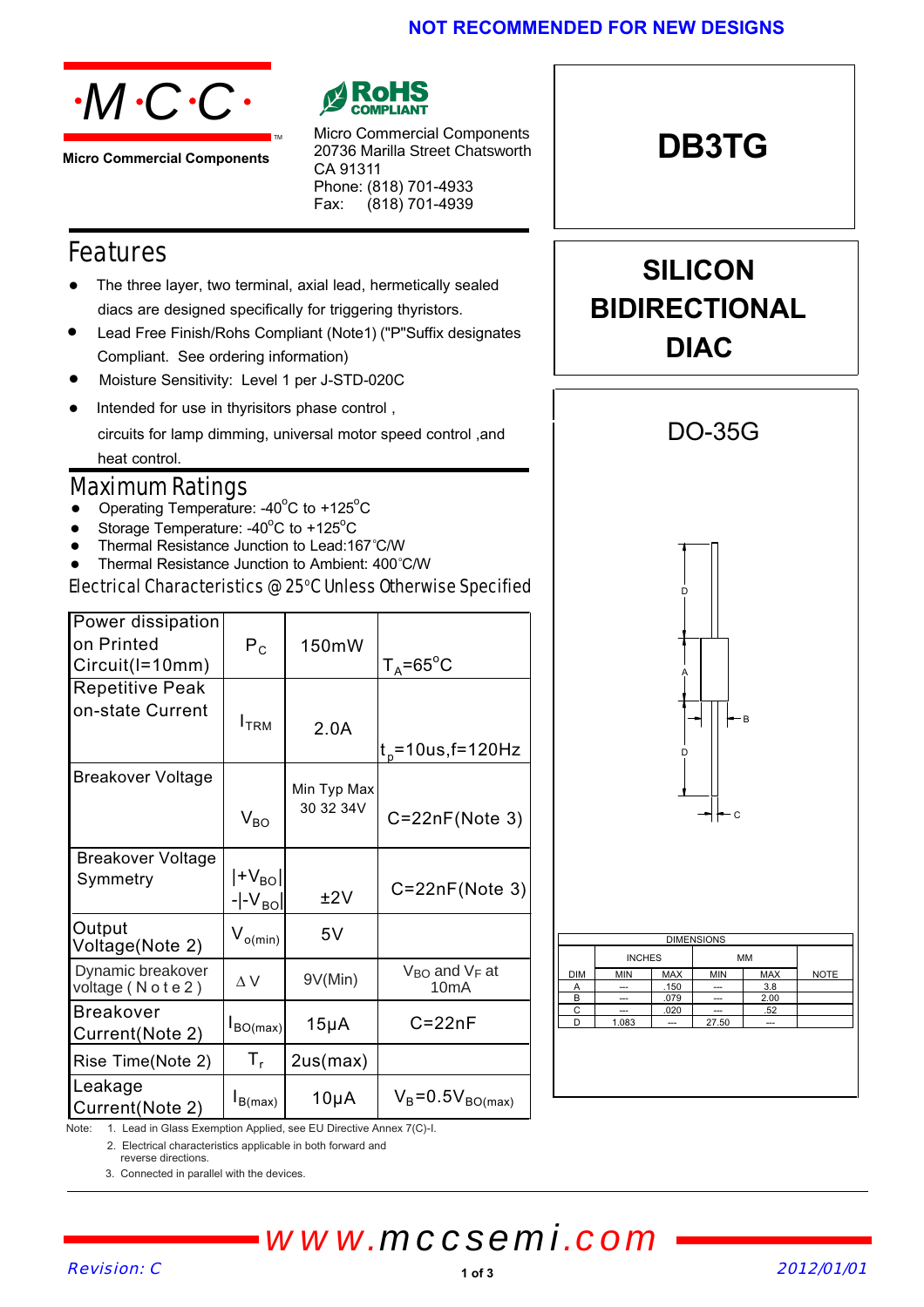NOT RECOMMENDED FOR NEW DESIGNS

**Micro Commercial Components**

Micro Commercial Components
20736 Marilla Street Chatsworth
CA 91311
Phone: (818) 701-4933
Fax: (818) 701-4939

# DB3TG

## SILICON BIDIRECTIONAL DIAC

## Features

- The three layer, two terminal, axial lead, hermetically sealed diacs are designed specifically for triggering thyristors.
- Lead Free Finish/Rohs Compliant (Note1) ("P"Suffix designates Compliant. See ordering information)
- Moisture Sensitivity: Level 1 per J-STD-020C
- Intended for use in thyrisitors phase control , circuits for lamp dimming, universal motor speed control ,and heat control.

## Maximum Ratings

- Operating Temperature: -40°C to +125°C
- Storage Temperature: -40°C to +125°C
- Thermal Resistance Junction to Lead:167°C/W
- Thermal Resistance Junction to Ambient: 400°C/W

## Electrical Characteristics @ 25°C Unless Otherwise Specified

| Parameter | Symbol | Value | Condition |
|---|---|---|---|
| Power dissipation on Printed Circuit(l=10mm) | $P_C$ | 150mW | $T_A$=65°C |
| Repetitive Peak on-state Current | $I_{TRM}$ | 2.0A | $t_p$=10us,f=120Hz |
| Breakover Voltage | $V_{BO}$ | Min Typ Max 30 32 34V | C=22nF(Note 3) |
| Breakover Voltage Symmetry | $\|+V_{BO}\|-\|-V_{BO}\|$ | ±2V | C=22nF(Note 3) |
| Output Voltage(Note 2) | $V_{o(min)}$ | 5V | |
| Dynamic breakover voltage (Note2) | ΔV | 9V(Min) | $V_{BO}$ and $V_F$ at 10mA |
| Breakover Current(Note 2) | $I_{BO(max)}$ | 15μA | C=22nF |
| Rise Time(Note 2) | $T_r$ | 2us(max) | |
| Leakage Current(Note 2) | $I_{B(max)}$ | 10μA | $V_B$=0.5$V_{BO(max)}$ |

Note: 1. Lead in Glass Exemption Applied, see EU Directive Annex 7(C)-I.
2. Electrical characteristics applicable in both forward and reverse directions.
3. Connected in parallel with the devices.

## DO-35G

| DIMENSIONS | | | | | |
|---|---|---|---|---|---|
| | INCHES | | MM | | |
| DIM | MIN | MAX | MIN | MAX | NOTE |
| A | --- | .150 | --- | 3.8 | |
| B | --- | .079 | --- | 2.00 | |
| C | --- | .020 | --- | .52 | |
| D | 1.083 | --- | 27.50 | --- | |

www.mccsemi.com

Revision: C 2012/01/01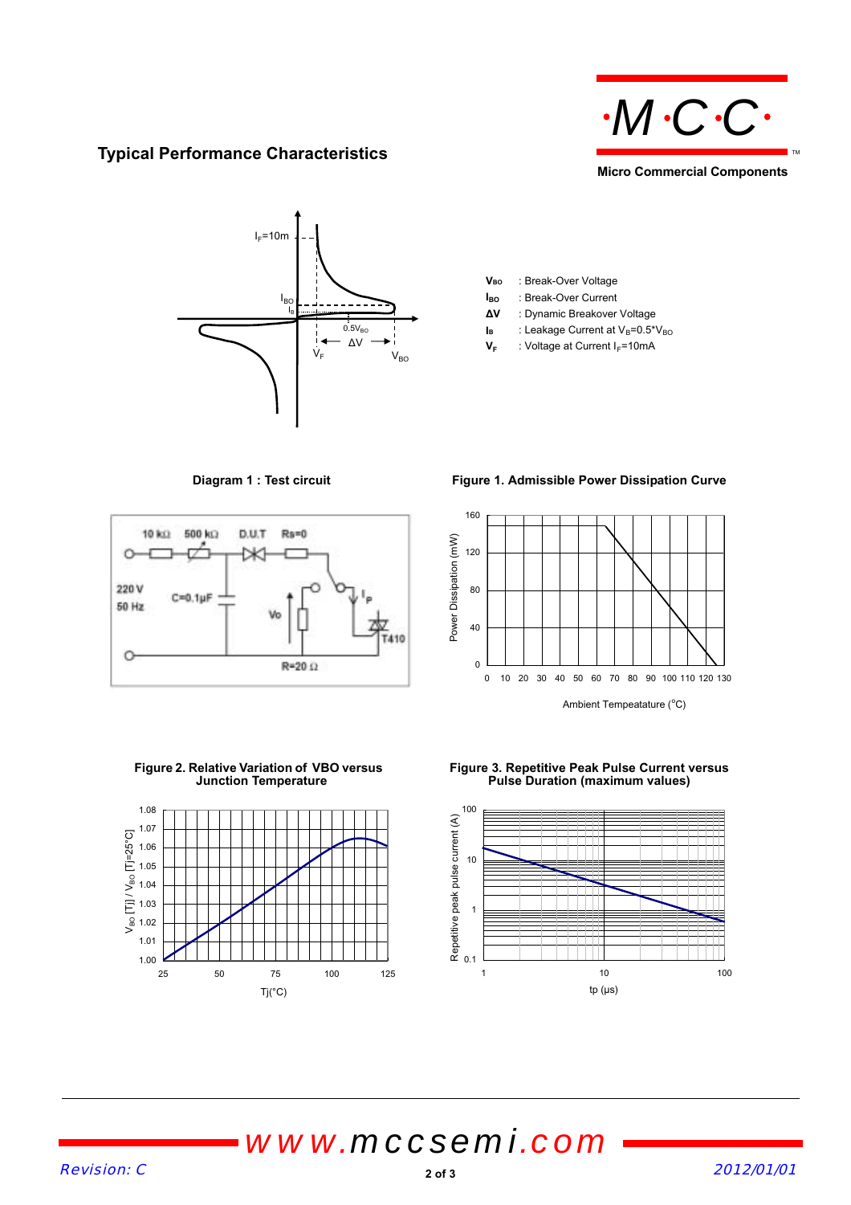## Typical Performance Characteristics

$V_{BO}$ : Break-Over Voltage

$I_{BO}$ : Break-Over Current

$\Delta V$ : Dynamic Breakover Voltage

$I_B$ : Leakage Current at $V_B$=0.5*$V_{BO}$

$V_F$ : Voltage at Current $I_F$=10mA

**Diagram 1 : Test circuit**

**Figure 1. Admissible Power Dissipation Curve**

**Figure 2. Relative Variation of VBO versus Junction Temperature**

**Figure 3. Repetitive Peak Pulse Current versus Pulse Duration (maximum values)**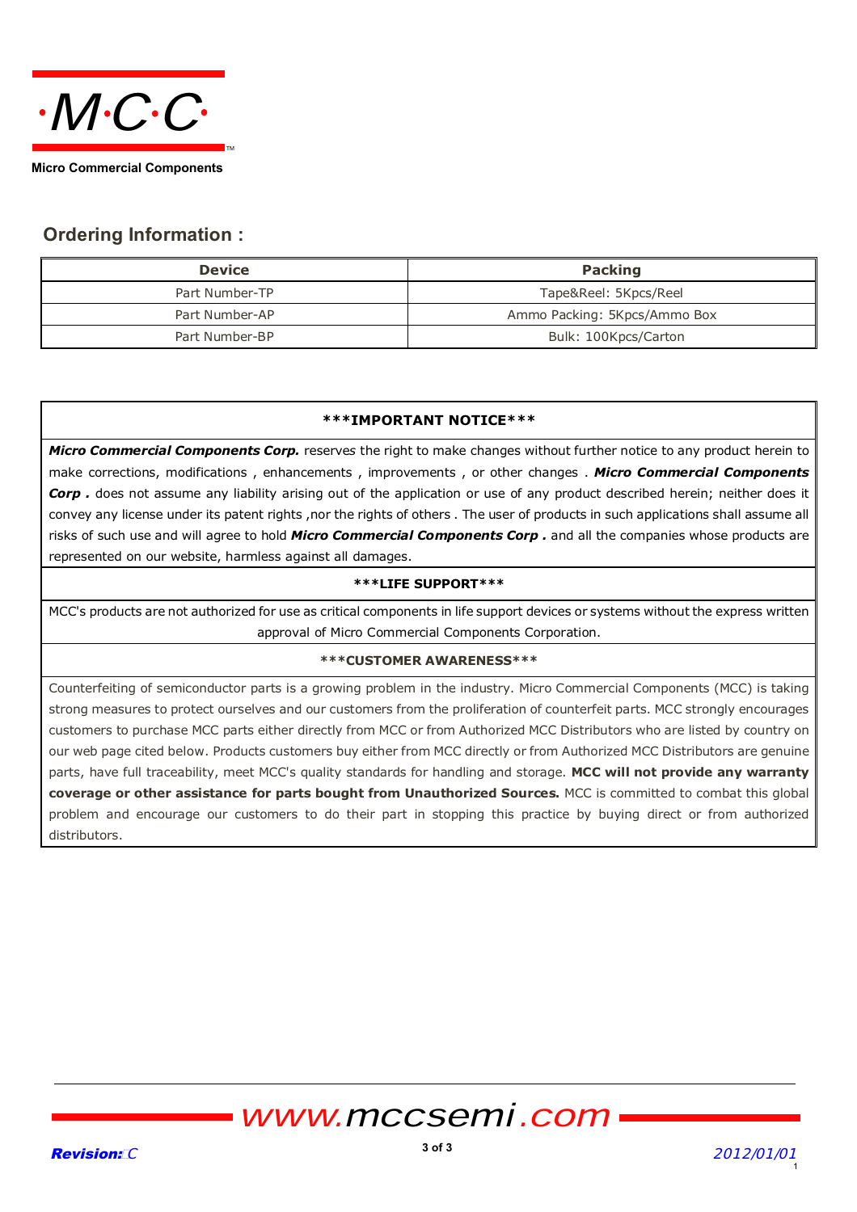Micro Commercial Components

## Ordering Information :

| Device | Packing |
|---|---|
| Part Number-TP | Tape&Reel: 5Kpcs/Reel |
| Part Number-AP | Ammo Packing: 5Kpcs/Ammo Box |
| Part Number-BP | Bulk: 100Kpcs/Carton |

### ***IMPORTANT NOTICE***

***Micro Commercial Components Corp.*** reserves the right to make changes without further notice to any product herein to make corrections, modifications , enhancements , improvements , or other changes . ***Micro Commercial Components Corp .*** does not assume any liability arising out of the application or use of any product described herein; neither does it convey any license under its patent rights ,nor the rights of others . The user of products in such applications shall assume all risks of such use and will agree to hold ***Micro Commercial Components Corp .*** and all the companies whose products are represented on our website, harmless against all damages.

### ***LIFE SUPPORT***

MCC's products are not authorized for use as critical components in life support devices or systems without the express written approval of Micro Commercial Components Corporation.

### ***CUSTOMER AWARENESS***

Counterfeiting of semiconductor parts is a growing problem in the industry. Micro Commercial Components (MCC) is taking strong measures to protect ourselves and our customers from the proliferation of counterfeit parts. MCC strongly encourages customers to purchase MCC parts either directly from MCC or from Authorized MCC Distributors who are listed by country on our web page cited below. Products customers buy either from MCC directly or from Authorized MCC Distributors are genuine parts, have full traceability, meet MCC's quality standards for handling and storage. **MCC will not provide any warranty coverage or other assistance for parts bought from Unauthorized Sources.** MCC is committed to combat this global problem and encourage our customers to do their part in stopping this practice by buying direct or from authorized distributors.

www.mccsemi.com

***Revision:*** *C*

*2012/01/01*